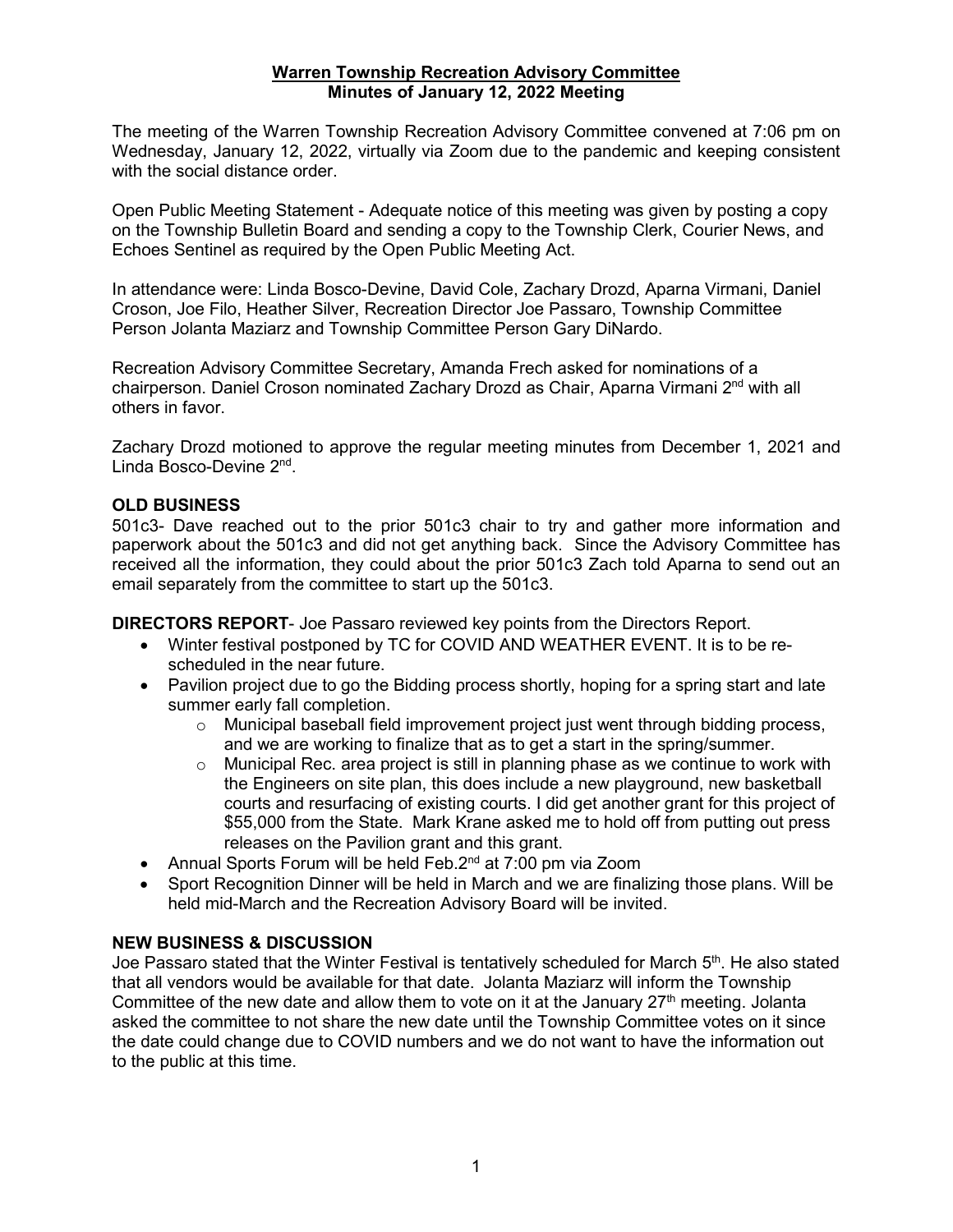**Warren Township Recreation Advisory Committee**
**Minutes of January 12, 2022 Meeting**

The meeting of the Warren Township Recreation Advisory Committee convened at 7:06 pm on Wednesday, January 12, 2022, virtually via Zoom due to the pandemic and keeping consistent with the social distance order.

Open Public Meeting Statement - Adequate notice of this meeting was given by posting a copy on the Township Bulletin Board and sending a copy to the Township Clerk, Courier News, and Echoes Sentinel as required by the Open Public Meeting Act.

In attendance were: Linda Bosco-Devine, David Cole, Zachary Drozd, Aparna Virmani, Daniel Croson, Joe Filo, Heather Silver, Recreation Director Joe Passaro, Township Committee Person Jolanta Maziarz and Township Committee Person Gary DiNardo.

Recreation Advisory Committee Secretary, Amanda Frech asked for nominations of a chairperson. Daniel Croson nominated Zachary Drozd as Chair, Aparna Virmani 2nd with all others in favor.

Zachary Drozd motioned to approve the regular meeting minutes from December 1, 2021 and Linda Bosco-Devine 2nd.

**OLD BUSINESS**

501c3- Dave reached out to the prior 501c3 chair to try and gather more information and paperwork about the 501c3 and did not get anything back. Since the Advisory Committee has received all the information, they could about the prior 501c3 Zach told Aparna to send out an email separately from the committee to start up the 501c3.

**DIRECTORS REPORT**- Joe Passaro reviewed key points from the Directors Report.

- Winter festival postponed by TC for COVID AND WEATHER EVENT. It is to be re-scheduled in the near future.
- Pavilion project due to go the Bidding process shortly, hoping for a spring start and late summer early fall completion.
    - Municipal baseball field improvement project just went through bidding process, and we are working to finalize that as to get a start in the spring/summer.
    - Municipal Rec. area project is still in planning phase as we continue to work with the Engineers on site plan, this does include a new playground, new basketball courts and resurfacing of existing courts. I did get another grant for this project of $55,000 from the State. Mark Krane asked me to hold off from putting out press releases on the Pavilion grant and this grant.
- Annual Sports Forum will be held Feb.2nd at 7:00 pm via Zoom
- Sport Recognition Dinner will be held in March and we are finalizing those plans. Will be held mid-March and the Recreation Advisory Board will be invited.

**NEW BUSINESS & DISCUSSION**

Joe Passaro stated that the Winter Festival is tentatively scheduled for March 5th. He also stated that all vendors would be available for that date. Jolanta Maziarz will inform the Township Committee of the new date and allow them to vote on it at the January 27th meeting. Jolanta asked the committee to not share the new date until the Township Committee votes on it since the date could change due to COVID numbers and we do not want to have the information out to the public at this time.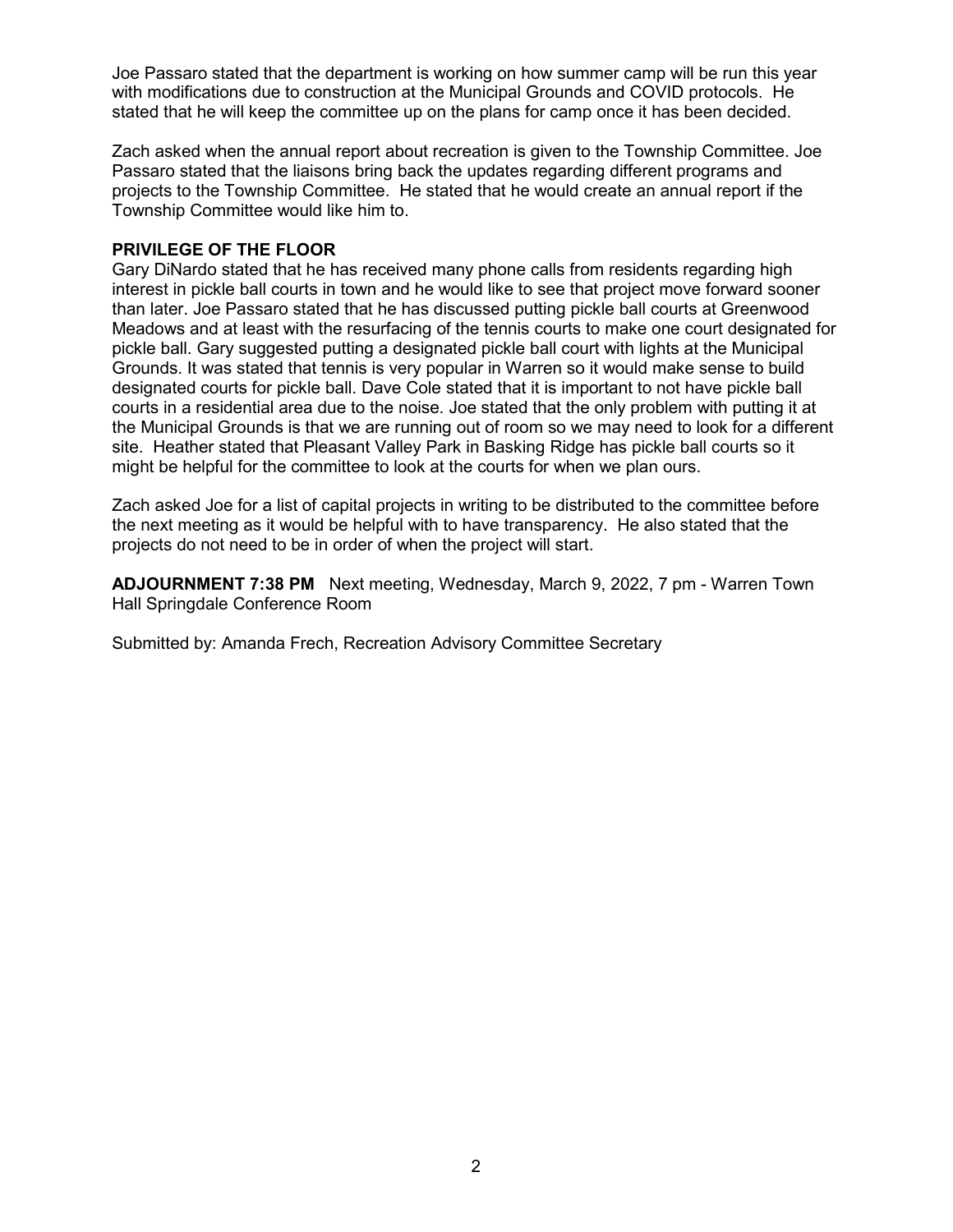Joe Passaro stated that the department is working on how summer camp will be run this year with modifications due to construction at the Municipal Grounds and COVID protocols. He stated that he will keep the committee up on the plans for camp once it has been decided.

Zach asked when the annual report about recreation is given to the Township Committee. Joe Passaro stated that the liaisons bring back the updates regarding different programs and projects to the Township Committee. He stated that he would create an annual report if the Township Committee would like him to.

**PRIVILEGE OF THE FLOOR**

Gary DiNardo stated that he has received many phone calls from residents regarding high interest in pickle ball courts in town and he would like to see that project move forward sooner than later. Joe Passaro stated that he has discussed putting pickle ball courts at Greenwood Meadows and at least with the resurfacing of the tennis courts to make one court designated for pickle ball. Gary suggested putting a designated pickle ball court with lights at the Municipal Grounds. It was stated that tennis is very popular in Warren so it would make sense to build designated courts for pickle ball. Dave Cole stated that it is important to not have pickle ball courts in a residential area due to the noise. Joe stated that the only problem with putting it at the Municipal Grounds is that we are running out of room so we may need to look for a different site. Heather stated that Pleasant Valley Park in Basking Ridge has pickle ball courts so it might be helpful for the committee to look at the courts for when we plan ours.

Zach asked Joe for a list of capital projects in writing to be distributed to the committee before the next meeting as it would be helpful with to have transparency. He also stated that the projects do not need to be in order of when the project will start.

**ADJOURNMENT 7:38 PM** Next meeting, Wednesday, March 9, 2022, 7 pm - Warren Town Hall Springdale Conference Room

Submitted by: Amanda Frech, Recreation Advisory Committee Secretary